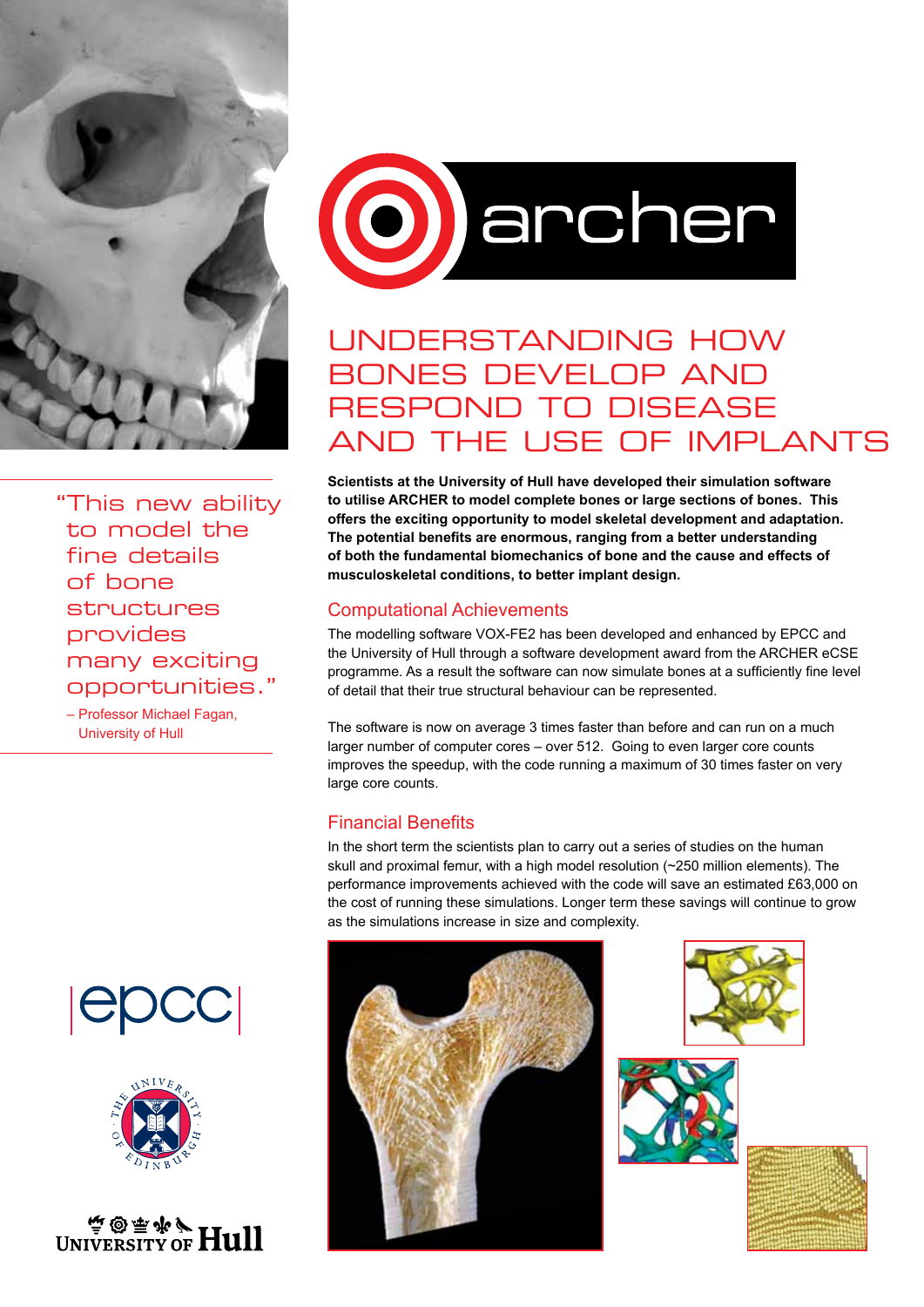# UNDERSTANDING HOW BONES DEVELOP AND RESPOND TO DISEASE AND THE USE OF IMPLANTS

**Scientists at the University of Hull have developed their simulation software to utilise ARCHER to model complete bones or large sections of bones. This offers the exciting opportunity to model skeletal development and adaptation. The potential benefits are enormous, ranging from a better understanding of both the fundamental biomechanics of bone and the cause and effects of musculoskeletal conditions, to better implant design.**

> "This new ability to model the fine details of bone structures provides many exciting opportunities."
>
> – Professor Michael Fagan, University of Hull

## Computational Achievements

The modelling software VOX-FE2 has been developed and enhanced by EPCC and the University of Hull through a software development award from the ARCHER eCSE programme. As a result the software can now simulate bones at a sufficiently fine level of detail that their true structural behaviour can be represented.

The software is now on average 3 times faster than before and can run on a much larger number of computer cores – over 512. Going to even larger core counts improves the speedup, with the code running a maximum of 30 times faster on very large core counts.

## Financial Benefits

In the short term the scientists plan to carry out a series of studies on the human skull and proximal femur, with a high model resolution (~250 million elements). The performance improvements achieved with the code will save an estimated £63,000 on the cost of running these simulations. Longer term these savings will continue to grow as the simulations increase in size and complexity.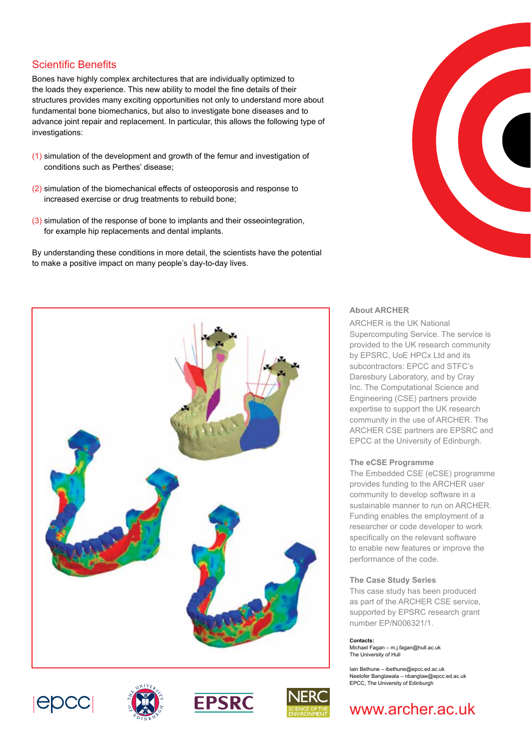## Scientific Benefits

Bones have highly complex architectures that are individually optimized to the loads they experience. This new ability to model the fine details of their structures provides many exciting opportunities not only to understand more about fundamental bone biomechanics, but also to investigate bone diseases and to advance joint repair and replacement. In particular, this allows the following type of investigations:

(1) simulation of the development and growth of the femur and investigation of conditions such as Perthes' disease;

(2) simulation of the biomechanical effects of osteoporosis and response to increased exercise or drug treatments to rebuild bone;

(3) simulation of the response of bone to implants and their osseointegration, for example hip replacements and dental implants.

By understanding these conditions in more detail, the scientists have the potential to make a positive impact on many people's day-to-day lives.

### About ARCHER

ARCHER is the UK National Supercomputing Service. The service is provided to the UK research community by EPSRC, UoE HPCx Ltd and its subcontractors: EPCC and STFC's Daresbury Laboratory, and by Cray Inc. The Computational Science and Engineering (CSE) partners provide expertise to support the UK research community in the use of ARCHER. The ARCHER CSE partners are EPSRC and EPCC at the University of Edinburgh.

### The eCSE Programme

The Embedded CSE (eCSE) programme provides funding to the ARCHER user community to develop software in a sustainable manner to run on ARCHER. Funding enables the employment of a researcher or code developer to work specifically on the relevant software to enable new features or improve the performance of the code.

### The Case Study Series

This case study has been produced as part of the ARCHER CSE service, supported by EPSRC research grant number EP/N006321/1.

**Contacts:**
Michael Fagan – m.j.fagan@hull.ac.uk
The University of Hull

Iain Bethune – ibethune@epcc.ed.ac.uk
Neelofer Banglawala – nbanglaw@epcc.ed.ac.uk
EPCC, The University of Edinburgh

www.archer.ac.uk